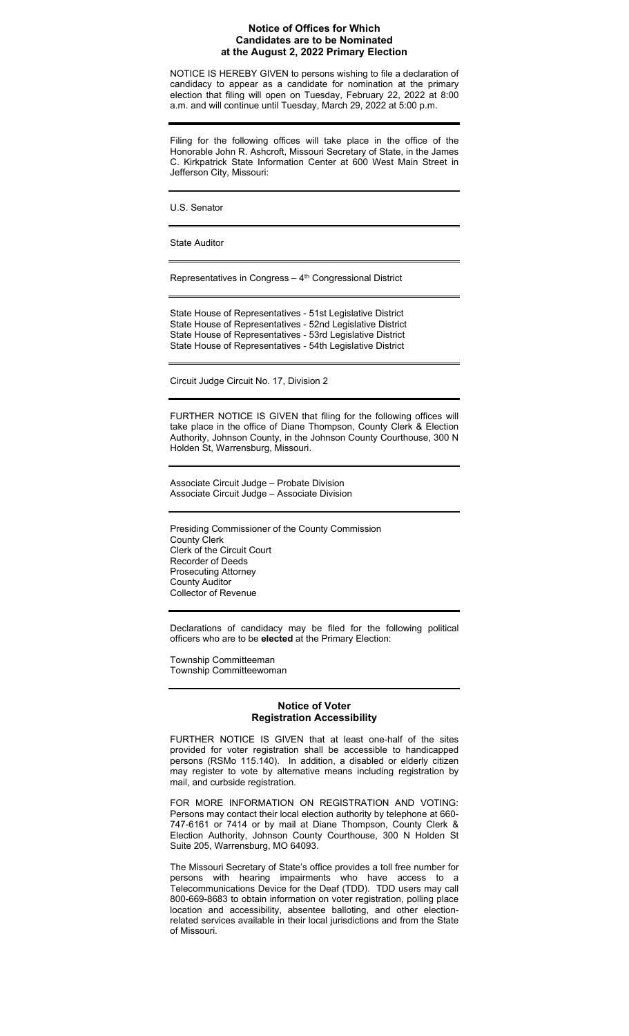## Notice of Offices for Which Candidates are to be Nominated at the August 2, 2022 Primary Election

NOTICE IS HEREBY GIVEN to persons wishing to file a declaration of candidacy to appear as a candidate for nomination at the primary election that filing will open on Tuesday, February 22, 2022 at 8:00 a.m. and will continue until Tuesday, March 29, 2022 at 5:00 p.m.

---

Filing for the following offices will take place in the office of the Honorable John R. Ashcroft, Missouri Secretary of State, in the James C. Kirkpatrick State Information Center at 600 West Main Street in Jefferson City, Missouri:

---

U.S. Senator

---

State Auditor

---

Representatives in Congress – 4th Congressional District

---

State House of Representatives - 51st Legislative District
State House of Representatives - 52nd Legislative District
State House of Representatives - 53rd Legislative District
State House of Representatives - 54th Legislative District

---

Circuit Judge Circuit No. 17, Division 2

---

FURTHER NOTICE IS GIVEN that filing for the following offices will take place in the office of Diane Thompson, County Clerk & Election Authority, Johnson County, in the Johnson County Courthouse, 300 N Holden St, Warrensburg, Missouri.

---

Associate Circuit Judge – Probate Division
Associate Circuit Judge – Associate Division

---

Presiding Commissioner of the County Commission
County Clerk
Clerk of the Circuit Court
Recorder of Deeds
Prosecuting Attorney
County Auditor
Collector of Revenue

---

Declarations of candidacy may be filed for the following political officers who are to be **elected** at the Primary Election:

Township Committeeman
Township Committeewoman

---

## Notice of Voter Registration Accessibility

FURTHER NOTICE IS GIVEN that at least one-half of the sites provided for voter registration shall be accessible to handicapped persons (RSMo 115.140). In addition, a disabled or elderly citizen may register to vote by alternative means including registration by mail, and curbside registration.

FOR MORE INFORMATION ON REGISTRATION AND VOTING: Persons may contact their local election authority by telephone at 660-747-6161 or 7414 or by mail at Diane Thompson, County Clerk & Election Authority, Johnson County Courthouse, 300 N Holden St Suite 205, Warrensburg, MO 64093.

The Missouri Secretary of State's office provides a toll free number for persons with hearing impairments who have access to a Telecommunications Device for the Deaf (TDD). TDD users may call 800-669-8683 to obtain information on voter registration, polling place location and accessibility, absentee balloting, and other election-related services available in their local jurisdictions and from the State of Missouri.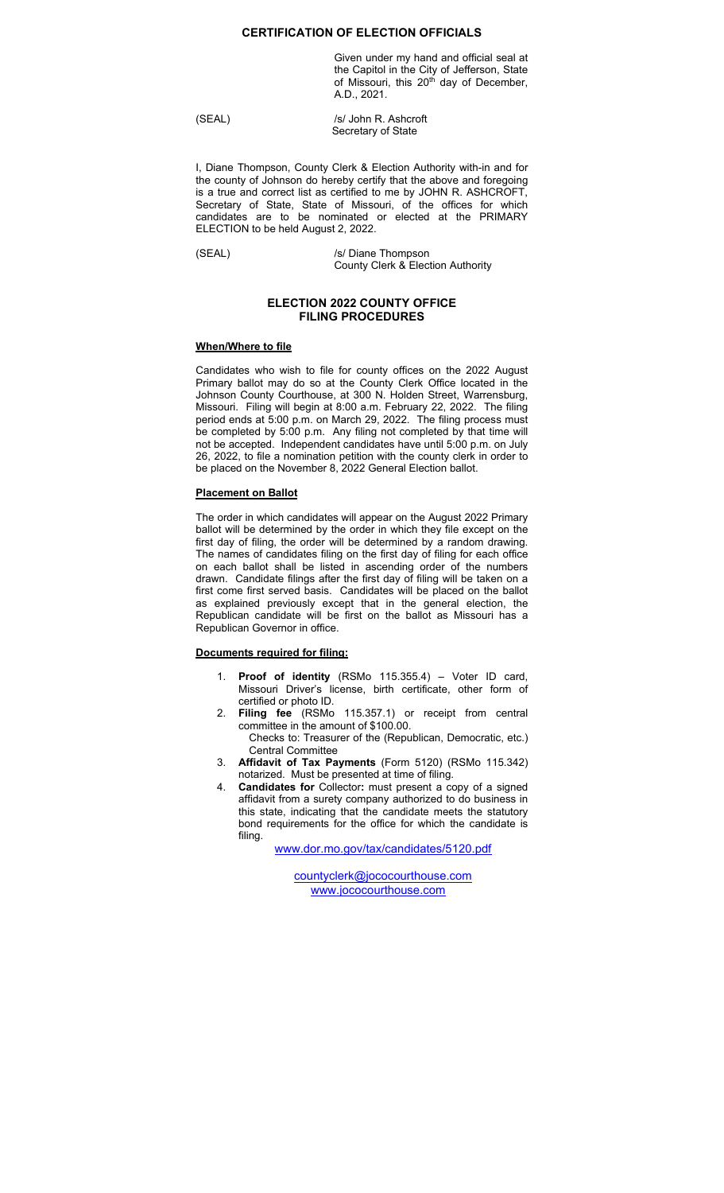## CERTIFICATION OF ELECTION OFFICIALS

Given under my hand and official seal at the Capitol in the City of Jefferson, State of Missouri, this 20th day of December, A.D., 2021.

(SEAL) /s/ John R. Ashcroft
Secretary of State

I, Diane Thompson, County Clerk & Election Authority with-in and for the county of Johnson do hereby certify that the above and foregoing is a true and correct list as certified to me by JOHN R. ASHCROFT, Secretary of State, State of Missouri, of the offices for which candidates are to be nominated or elected at the PRIMARY ELECTION to be held August 2, 2022.

(SEAL) /s/ Diane Thompson
County Clerk & Election Authority

## ELECTION 2022 COUNTY OFFICE FILING PROCEDURES

### When/Where to file

Candidates who wish to file for county offices on the 2022 August Primary ballot may do so at the County Clerk Office located in the Johnson County Courthouse, at 300 N. Holden Street, Warrensburg, Missouri. Filing will begin at 8:00 a.m. February 22, 2022. The filing period ends at 5:00 p.m. on March 29, 2022. The filing process must be completed by 5:00 p.m. Any filing not completed by that time will not be accepted. Independent candidates have until 5:00 p.m. on July 26, 2022, to file a nomination petition with the county clerk in order to be placed on the November 8, 2022 General Election ballot.

### Placement on Ballot

The order in which candidates will appear on the August 2022 Primary ballot will be determined by the order in which they file except on the first day of filing, the order will be determined by a random drawing. The names of candidates filing on the first day of filing for each office on each ballot shall be listed in ascending order of the numbers drawn. Candidate filings after the first day of filing will be taken on a first come first served basis. Candidates will be placed on the ballot as explained previously except that in the general election, the Republican candidate will be first on the ballot as Missouri has a Republican Governor in office.

### Documents required for filing:

1. **Proof of identity** (RSMo 115.355.4) – Voter ID card, Missouri Driver's license, birth certificate, other form of certified or photo ID.
2. **Filing fee** (RSMo 115.357.1) or receipt from central committee in the amount of $100.00.
   Checks to: Treasurer of the (Republican, Democratic, etc.) Central Committee
3. **Affidavit of Tax Payments** (Form 5120) (RSMo 115.342) notarized. Must be presented at time of filing.
4. **Candidates for** Collector**:** must present a copy of a signed affidavit from a surety company authorized to do business in this state, indicating that the candidate meets the statutory bond requirements for the office for which the candidate is filing.

www.dor.mo.gov/tax/candidates/5120.pdf

countyclerk@jococourthouse.com
www.jococourthouse.com